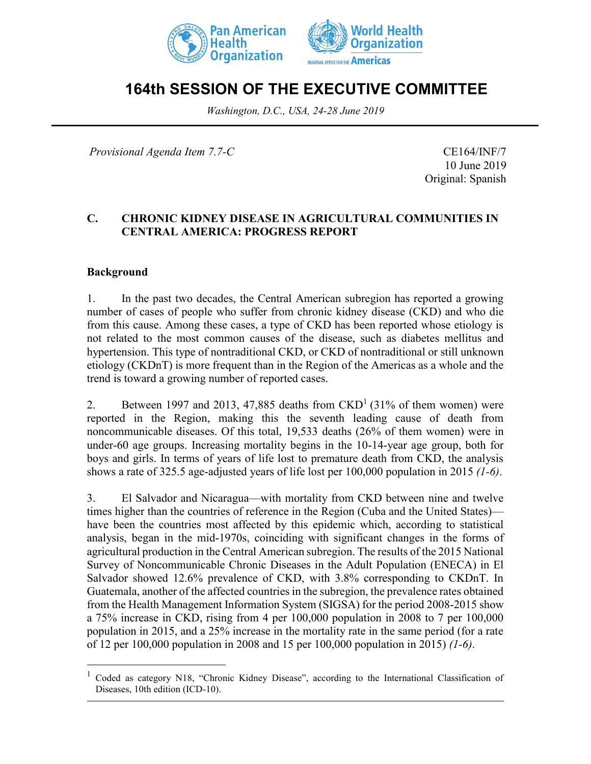# 164th SESSION OF THE EXECUTIVE COMMITTEE

*Washington, D.C., USA, 24-28 June 2019*

*Provisional Agenda Item 7.7-C*

CE164/INF/7
10 June 2019
Original: Spanish

## C. CHRONIC KIDNEY DISEASE IN AGRICULTURAL COMMUNITIES IN CENTRAL AMERICA: PROGRESS REPORT

### Background

1. In the past two decades, the Central American subregion has reported a growing number of cases of people who suffer from chronic kidney disease (CKD) and who die from this cause. Among these cases, a type of CKD has been reported whose etiology is not related to the most common causes of the disease, such as diabetes mellitus and hypertension. This type of nontraditional CKD, or CKD of nontraditional or still unknown etiology (CKDnT) is more frequent than in the Region of the Americas as a whole and the trend is toward a growing number of reported cases.

2. Between 1997 and 2013, 47,885 deaths from CKD[1] (31% of them women) were reported in the Region, making this the seventh leading cause of death from noncommunicable diseases. Of this total, 19,533 deaths (26% of them women) were in under-60 age groups. Increasing mortality begins in the 10-14-year age group, both for boys and girls. In terms of years of life lost to premature death from CKD, the analysis shows a rate of 325.5 age-adjusted years of life lost per 100,000 population in 2015 *(1-6)*.

3. El Salvador and Nicaragua—with mortality from CKD between nine and twelve times higher than the countries of reference in the Region (Cuba and the United States)—have been the countries most affected by this epidemic which, according to statistical analysis, began in the mid-1970s, coinciding with significant changes in the forms of agricultural production in the Central American subregion. The results of the 2015 National Survey of Noncommunicable Chronic Diseases in the Adult Population (ENECA) in El Salvador showed 12.6% prevalence of CKD, with 3.8% corresponding to CKDnT. In Guatemala, another of the affected countries in the subregion, the prevalence rates obtained from the Health Management Information System (SIGSA) for the period 2008-2015 show a 75% increase in CKD, rising from 4 per 100,000 population in 2008 to 7 per 100,000 population in 2015, and a 25% increase in the mortality rate in the same period (for a rate of 12 per 100,000 population in 2008 and 15 per 100,000 population in 2015) *(1-6)*.

---

[1] Coded as category N18, "Chronic Kidney Disease", according to the International Classification of Diseases, 10th edition (ICD-10).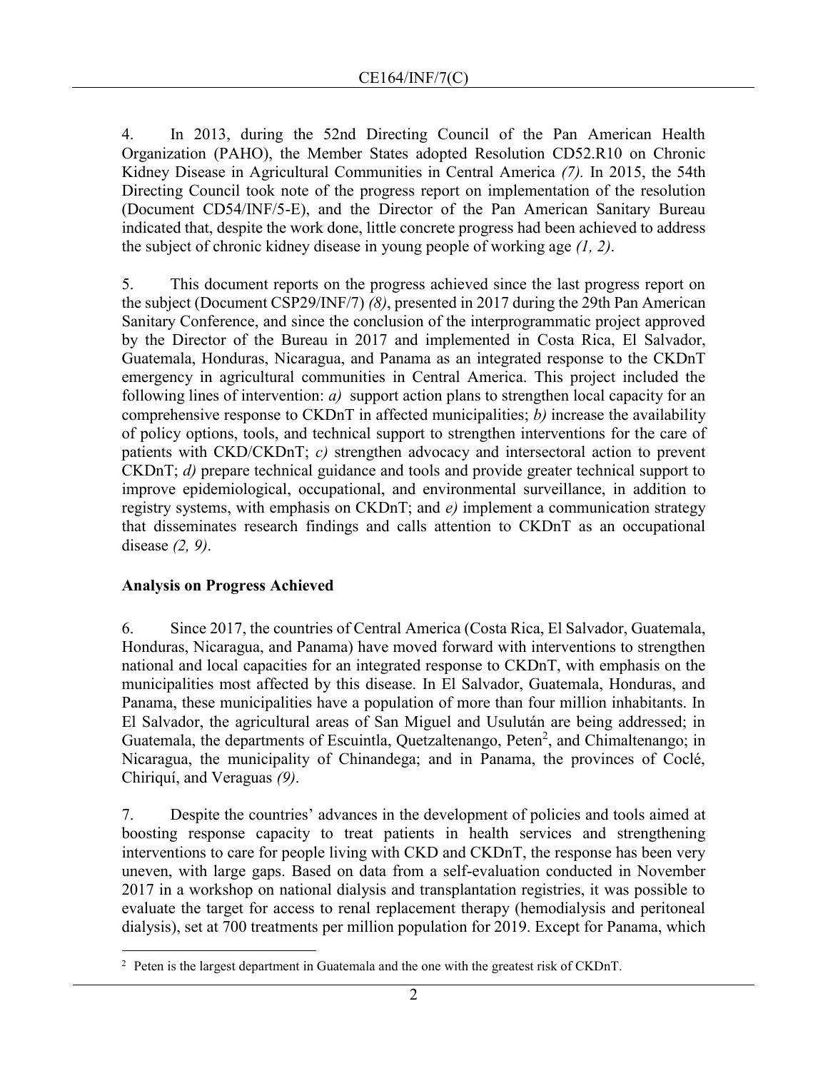4. In 2013, during the 52nd Directing Council of the Pan American Health Organization (PAHO), the Member States adopted Resolution CD52.R10 on Chronic Kidney Disease in Agricultural Communities in Central America *(7).* In 2015, the 54th Directing Council took note of the progress report on implementation of the resolution (Document CD54/INF/5-E), and the Director of the Pan American Sanitary Bureau indicated that, despite the work done, little concrete progress had been achieved to address the subject of chronic kidney disease in young people of working age *(1, 2)*.

5. This document reports on the progress achieved since the last progress report on the subject (Document CSP29/INF/7) *(8)*, presented in 2017 during the 29th Pan American Sanitary Conference, and since the conclusion of the interprogrammatic project approved by the Director of the Bureau in 2017 and implemented in Costa Rica, El Salvador, Guatemala, Honduras, Nicaragua, and Panama as an integrated response to the CKDnT emergency in agricultural communities in Central America. This project included the following lines of intervention: *a)* support action plans to strengthen local capacity for an comprehensive response to CKDnT in affected municipalities; *b)* increase the availability of policy options, tools, and technical support to strengthen interventions for the care of patients with CKD/CKDnT; *c)* strengthen advocacy and intersectoral action to prevent CKDnT; *d)* prepare technical guidance and tools and provide greater technical support to improve epidemiological, occupational, and environmental surveillance, in addition to registry systems, with emphasis on CKDnT; and *e)* implement a communication strategy that disseminates research findings and calls attention to CKDnT as an occupational disease *(2, 9)*.

## Analysis on Progress Achieved

6. Since 2017, the countries of Central America (Costa Rica, El Salvador, Guatemala, Honduras, Nicaragua, and Panama) have moved forward with interventions to strengthen national and local capacities for an integrated response to CKDnT, with emphasis on the municipalities most affected by this disease. In El Salvador, Guatemala, Honduras, and Panama, these municipalities have a population of more than four million inhabitants. In El Salvador, the agricultural areas of San Miguel and Usulután are being addressed; in Guatemala, the departments of Escuintla, Quetzaltenango, Peten[2], and Chimaltenango; in Nicaragua, the municipality of Chinandega; and in Panama, the provinces of Coclé, Chiriquí, and Veraguas *(9)*.

7. Despite the countries' advances in the development of policies and tools aimed at boosting response capacity to treat patients in health services and strengthening interventions to care for people living with CKD and CKDnT, the response has been very uneven, with large gaps. Based on data from a self-evaluation conducted in November 2017 in a workshop on national dialysis and transplantation registries, it was possible to evaluate the target for access to renal replacement therapy (hemodialysis and peritoneal dialysis), set at 700 treatments per million population for 2019. Except for Panama, which

[2] Peten is the largest department in Guatemala and the one with the greatest risk of CKDnT.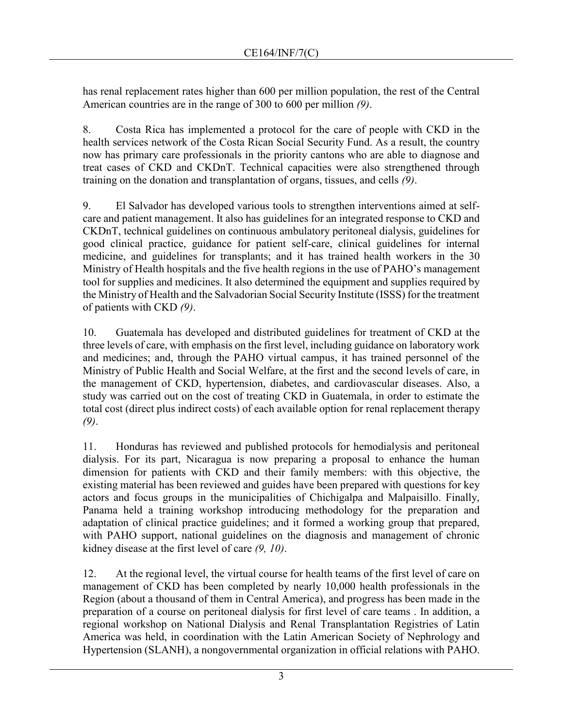has renal replacement rates higher than 600 per million population, the rest of the Central American countries are in the range of 300 to 600 per million *(9)*.

8. Costa Rica has implemented a protocol for the care of people with CKD in the health services network of the Costa Rican Social Security Fund. As a result, the country now has primary care professionals in the priority cantons who are able to diagnose and treat cases of CKD and CKDnT. Technical capacities were also strengthened through training on the donation and transplantation of organs, tissues, and cells *(9)*.

9. El Salvador has developed various tools to strengthen interventions aimed at self-care and patient management. It also has guidelines for an integrated response to CKD and CKDnT, technical guidelines on continuous ambulatory peritoneal dialysis, guidelines for good clinical practice, guidance for patient self-care, clinical guidelines for internal medicine, and guidelines for transplants; and it has trained health workers in the 30 Ministry of Health hospitals and the five health regions in the use of PAHO's management tool for supplies and medicines. It also determined the equipment and supplies required by the Ministry of Health and the Salvadorian Social Security Institute (ISSS) for the treatment of patients with CKD *(9)*.

10. Guatemala has developed and distributed guidelines for treatment of CKD at the three levels of care, with emphasis on the first level, including guidance on laboratory work and medicines; and, through the PAHO virtual campus, it has trained personnel of the Ministry of Public Health and Social Welfare, at the first and the second levels of care, in the management of CKD, hypertension, diabetes, and cardiovascular diseases. Also, a study was carried out on the cost of treating CKD in Guatemala, in order to estimate the total cost (direct plus indirect costs) of each available option for renal replacement therapy *(9)*.

11. Honduras has reviewed and published protocols for hemodialysis and peritoneal dialysis. For its part, Nicaragua is now preparing a proposal to enhance the human dimension for patients with CKD and their family members: with this objective, the existing material has been reviewed and guides have been prepared with questions for key actors and focus groups in the municipalities of Chichigalpa and Malpaisillo. Finally, Panama held a training workshop introducing methodology for the preparation and adaptation of clinical practice guidelines; and it formed a working group that prepared, with PAHO support, national guidelines on the diagnosis and management of chronic kidney disease at the first level of care *(9, 10)*.

12. At the regional level, the virtual course for health teams of the first level of care on management of CKD has been completed by nearly 10,000 health professionals in the Region (about a thousand of them in Central America), and progress has been made in the preparation of a course on peritoneal dialysis for first level of care teams . In addition, a regional workshop on National Dialysis and Renal Transplantation Registries of Latin America was held, in coordination with the Latin American Society of Nephrology and Hypertension (SLANH), a nongovernmental organization in official relations with PAHO.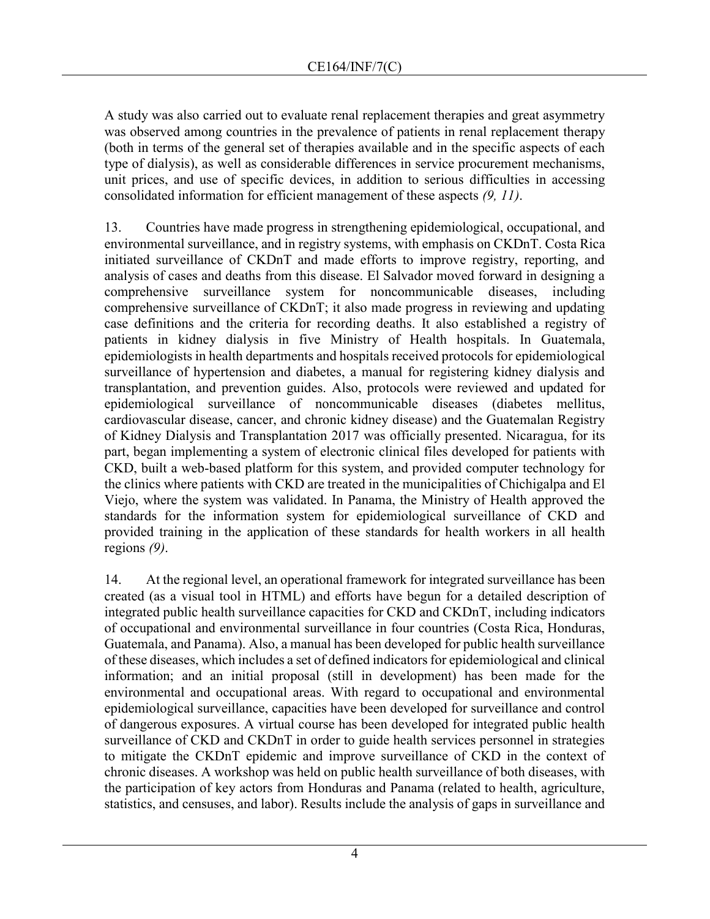A study was also carried out to evaluate renal replacement therapies and great asymmetry was observed among countries in the prevalence of patients in renal replacement therapy (both in terms of the general set of therapies available and in the specific aspects of each type of dialysis), as well as considerable differences in service procurement mechanisms, unit prices, and use of specific devices, in addition to serious difficulties in accessing consolidated information for efficient management of these aspects *(9, 11)*.

13. Countries have made progress in strengthening epidemiological, occupational, and environmental surveillance, and in registry systems, with emphasis on CKDnT. Costa Rica initiated surveillance of CKDnT and made efforts to improve registry, reporting, and analysis of cases and deaths from this disease. El Salvador moved forward in designing a comprehensive surveillance system for noncommunicable diseases, including comprehensive surveillance of CKDnT; it also made progress in reviewing and updating case definitions and the criteria for recording deaths. It also established a registry of patients in kidney dialysis in five Ministry of Health hospitals. In Guatemala, epidemiologists in health departments and hospitals received protocols for epidemiological surveillance of hypertension and diabetes, a manual for registering kidney dialysis and transplantation, and prevention guides. Also, protocols were reviewed and updated for epidemiological surveillance of noncommunicable diseases (diabetes mellitus, cardiovascular disease, cancer, and chronic kidney disease) and the Guatemalan Registry of Kidney Dialysis and Transplantation 2017 was officially presented. Nicaragua, for its part, began implementing a system of electronic clinical files developed for patients with CKD, built a web-based platform for this system, and provided computer technology for the clinics where patients with CKD are treated in the municipalities of Chichigalpa and El Viejo, where the system was validated. In Panama, the Ministry of Health approved the standards for the information system for epidemiological surveillance of CKD and provided training in the application of these standards for health workers in all health regions *(9)*.

14. At the regional level, an operational framework for integrated surveillance has been created (as a visual tool in HTML) and efforts have begun for a detailed description of integrated public health surveillance capacities for CKD and CKDnT, including indicators of occupational and environmental surveillance in four countries (Costa Rica, Honduras, Guatemala, and Panama). Also, a manual has been developed for public health surveillance of these diseases, which includes a set of defined indicators for epidemiological and clinical information; and an initial proposal (still in development) has been made for the environmental and occupational areas. With regard to occupational and environmental epidemiological surveillance, capacities have been developed for surveillance and control of dangerous exposures. A virtual course has been developed for integrated public health surveillance of CKD and CKDnT in order to guide health services personnel in strategies to mitigate the CKDnT epidemic and improve surveillance of CKD in the context of chronic diseases. A workshop was held on public health surveillance of both diseases, with the participation of key actors from Honduras and Panama (related to health, agriculture, statistics, and censuses, and labor). Results include the analysis of gaps in surveillance and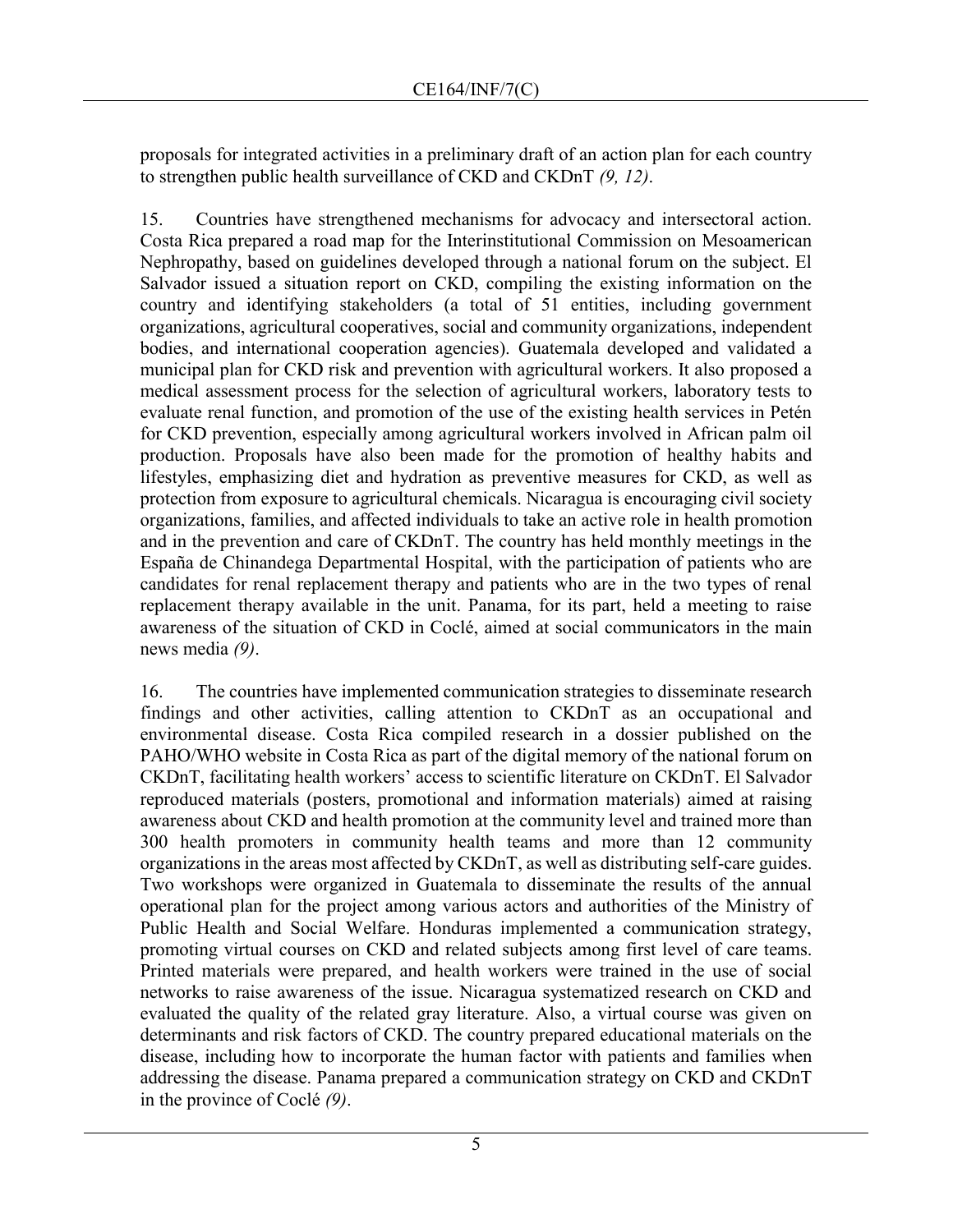proposals for integrated activities in a preliminary draft of an action plan for each country to strengthen public health surveillance of CKD and CKDnT *(9, 12)*.

15. Countries have strengthened mechanisms for advocacy and intersectoral action. Costa Rica prepared a road map for the Interinstitutional Commission on Mesoamerican Nephropathy, based on guidelines developed through a national forum on the subject. El Salvador issued a situation report on CKD, compiling the existing information on the country and identifying stakeholders (a total of 51 entities, including government organizations, agricultural cooperatives, social and community organizations, independent bodies, and international cooperation agencies). Guatemala developed and validated a municipal plan for CKD risk and prevention with agricultural workers. It also proposed a medical assessment process for the selection of agricultural workers, laboratory tests to evaluate renal function, and promotion of the use of the existing health services in Petén for CKD prevention, especially among agricultural workers involved in African palm oil production. Proposals have also been made for the promotion of healthy habits and lifestyles, emphasizing diet and hydration as preventive measures for CKD, as well as protection from exposure to agricultural chemicals. Nicaragua is encouraging civil society organizations, families, and affected individuals to take an active role in health promotion and in the prevention and care of CKDnT. The country has held monthly meetings in the España de Chinandega Departmental Hospital, with the participation of patients who are candidates for renal replacement therapy and patients who are in the two types of renal replacement therapy available in the unit. Panama, for its part, held a meeting to raise awareness of the situation of CKD in Coclé, aimed at social communicators in the main news media *(9)*.

16. The countries have implemented communication strategies to disseminate research findings and other activities, calling attention to CKDnT as an occupational and environmental disease. Costa Rica compiled research in a dossier published on the PAHO/WHO website in Costa Rica as part of the digital memory of the national forum on CKDnT, facilitating health workers' access to scientific literature on CKDnT. El Salvador reproduced materials (posters, promotional and information materials) aimed at raising awareness about CKD and health promotion at the community level and trained more than 300 health promoters in community health teams and more than 12 community organizations in the areas most affected by CKDnT, as well as distributing self-care guides. Two workshops were organized in Guatemala to disseminate the results of the annual operational plan for the project among various actors and authorities of the Ministry of Public Health and Social Welfare. Honduras implemented a communication strategy, promoting virtual courses on CKD and related subjects among first level of care teams. Printed materials were prepared, and health workers were trained in the use of social networks to raise awareness of the issue. Nicaragua systematized research on CKD and evaluated the quality of the related gray literature. Also, a virtual course was given on determinants and risk factors of CKD. The country prepared educational materials on the disease, including how to incorporate the human factor with patients and families when addressing the disease. Panama prepared a communication strategy on CKD and CKDnT in the province of Coclé *(9)*.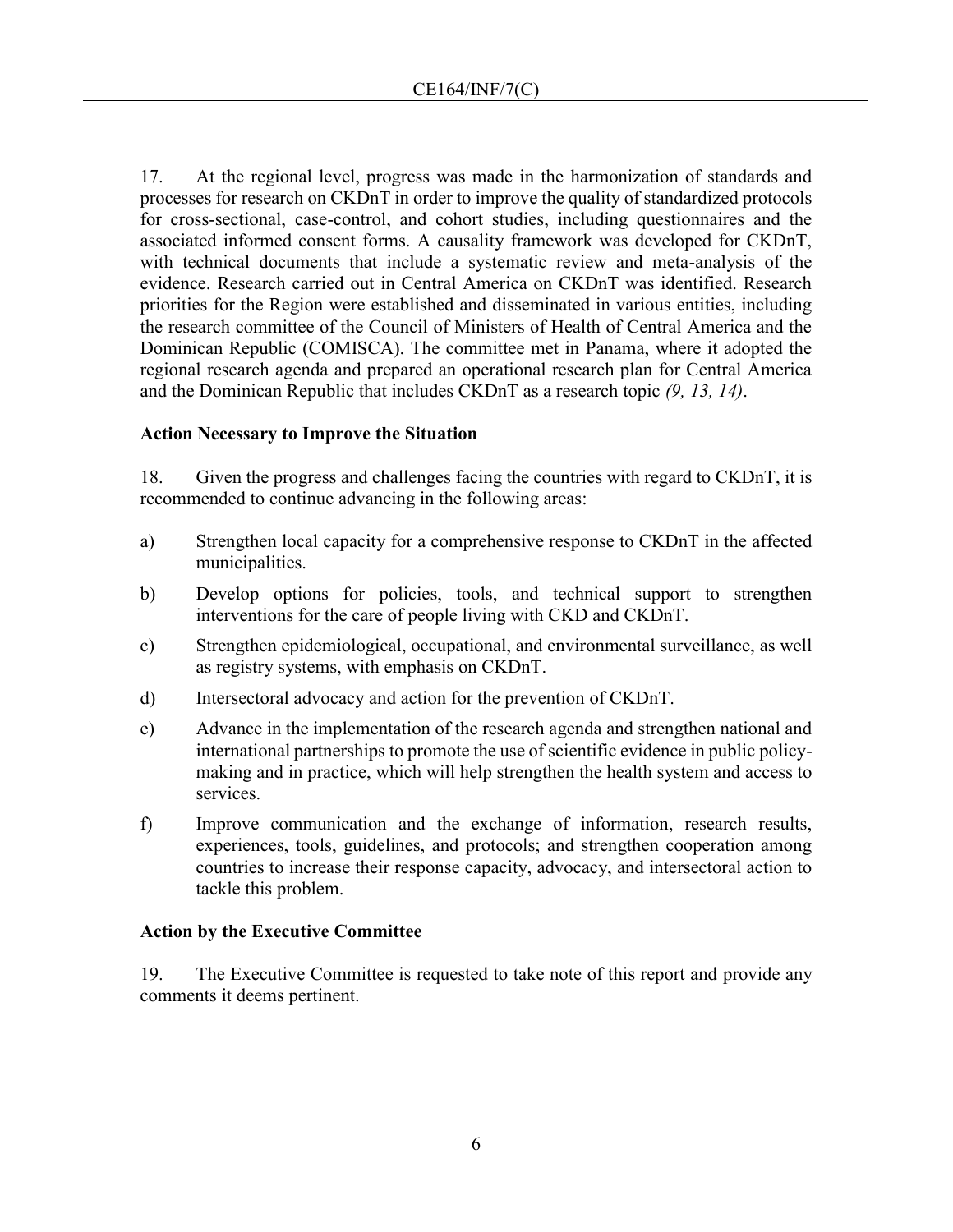17. At the regional level, progress was made in the harmonization of standards and processes for research on CKDnT in order to improve the quality of standardized protocols for cross-sectional, case-control, and cohort studies, including questionnaires and the associated informed consent forms. A causality framework was developed for CKDnT, with technical documents that include a systematic review and meta-analysis of the evidence. Research carried out in Central America on CKDnT was identified. Research priorities for the Region were established and disseminated in various entities, including the research committee of the Council of Ministers of Health of Central America and the Dominican Republic (COMISCA). The committee met in Panama, where it adopted the regional research agenda and prepared an operational research plan for Central America and the Dominican Republic that includes CKDnT as a research topic *(9, 13, 14)*.

## Action Necessary to Improve the Situation

18. Given the progress and challenges facing the countries with regard to CKDnT, it is recommended to continue advancing in the following areas:

a) Strengthen local capacity for a comprehensive response to CKDnT in the affected municipalities.

b) Develop options for policies, tools, and technical support to strengthen interventions for the care of people living with CKD and CKDnT.

c) Strengthen epidemiological, occupational, and environmental surveillance, as well as registry systems, with emphasis on CKDnT.

d) Intersectoral advocacy and action for the prevention of CKDnT.

e) Advance in the implementation of the research agenda and strengthen national and international partnerships to promote the use of scientific evidence in public policy-making and in practice, which will help strengthen the health system and access to services.

f) Improve communication and the exchange of information, research results, experiences, tools, guidelines, and protocols; and strengthen cooperation among countries to increase their response capacity, advocacy, and intersectoral action to tackle this problem.

## Action by the Executive Committee

19. The Executive Committee is requested to take note of this report and provide any comments it deems pertinent.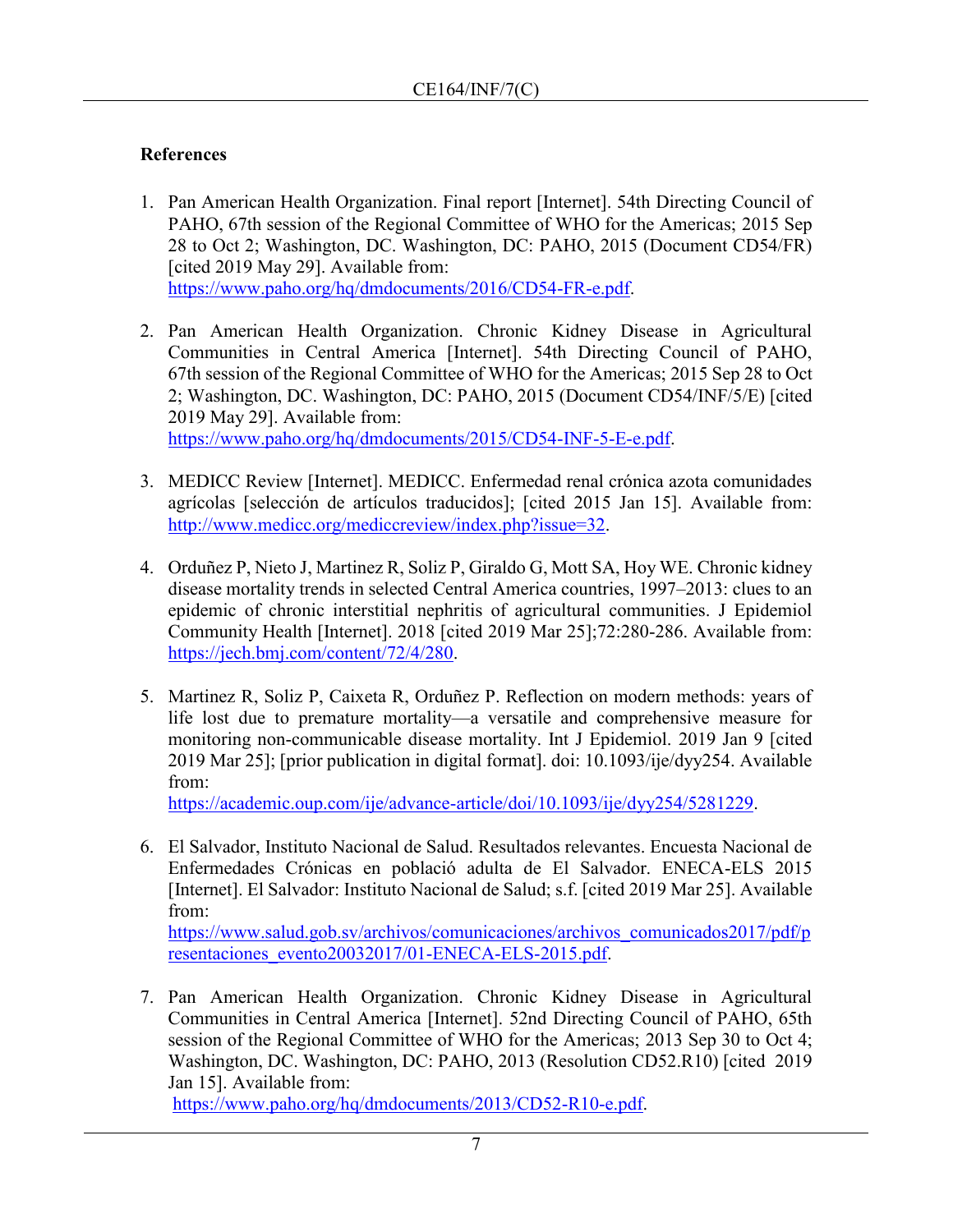**References**

1. Pan American Health Organization. Final report [Internet]. 54th Directing Council of PAHO, 67th session of the Regional Committee of WHO for the Americas; 2015 Sep 28 to Oct 2; Washington, DC. Washington, DC: PAHO, 2015 (Document CD54/FR) [cited 2019 May 29]. Available from: https://www.paho.org/hq/dmdocuments/2016/CD54-FR-e.pdf.

2. Pan American Health Organization. Chronic Kidney Disease in Agricultural Communities in Central America [Internet]. 54th Directing Council of PAHO, 67th session of the Regional Committee of WHO for the Americas; 2015 Sep 28 to Oct 2; Washington, DC. Washington, DC: PAHO, 2015 (Document CD54/INF/5/E) [cited 2019 May 29]. Available from: https://www.paho.org/hq/dmdocuments/2015/CD54-INF-5-E-e.pdf.

3. MEDICC Review [Internet]. MEDICC. Enfermedad renal crónica azota comunidades agrícolas [selección de artículos traducidos]; [cited 2015 Jan 15]. Available from: http://www.medicc.org/mediccreview/index.php?issue=32.

4. Orduñez P, Nieto J, Martinez R, Soliz P, Giraldo G, Mott SA, Hoy WE. Chronic kidney disease mortality trends in selected Central America countries, 1997–2013: clues to an epidemic of chronic interstitial nephritis of agricultural communities. J Epidemiol Community Health [Internet]. 2018 [cited 2019 Mar 25];72:280-286. Available from: https://jech.bmj.com/content/72/4/280.

5. Martinez R, Soliz P, Caixeta R, Orduñez P. Reflection on modern methods: years of life lost due to premature mortality—a versatile and comprehensive measure for monitoring non-communicable disease mortality. Int J Epidemiol. 2019 Jan 9 [cited 2019 Mar 25]; [prior publication in digital format]. doi: 10.1093/ije/dyy254. Available from: https://academic.oup.com/ije/advance-article/doi/10.1093/ije/dyy254/5281229.

6. El Salvador, Instituto Nacional de Salud. Resultados relevantes. Encuesta Nacional de Enfermedades Crónicas en població adulta de El Salvador. ENECA-ELS 2015 [Internet]. El Salvador: Instituto Nacional de Salud; s.f. [cited 2019 Mar 25]. Available from: https://www.salud.gob.sv/archivos/comunicaciones/archivos_comunicados2017/pdf/presentaciones_evento20032017/01-ENECA-ELS-2015.pdf.

7. Pan American Health Organization. Chronic Kidney Disease in Agricultural Communities in Central America [Internet]. 52nd Directing Council of PAHO, 65th session of the Regional Committee of WHO for the Americas; 2013 Sep 30 to Oct 4; Washington, DC. Washington, DC: PAHO, 2013 (Resolution CD52.R10) [cited 2019 Jan 15]. Available from: https://www.paho.org/hq/dmdocuments/2013/CD52-R10-e.pdf.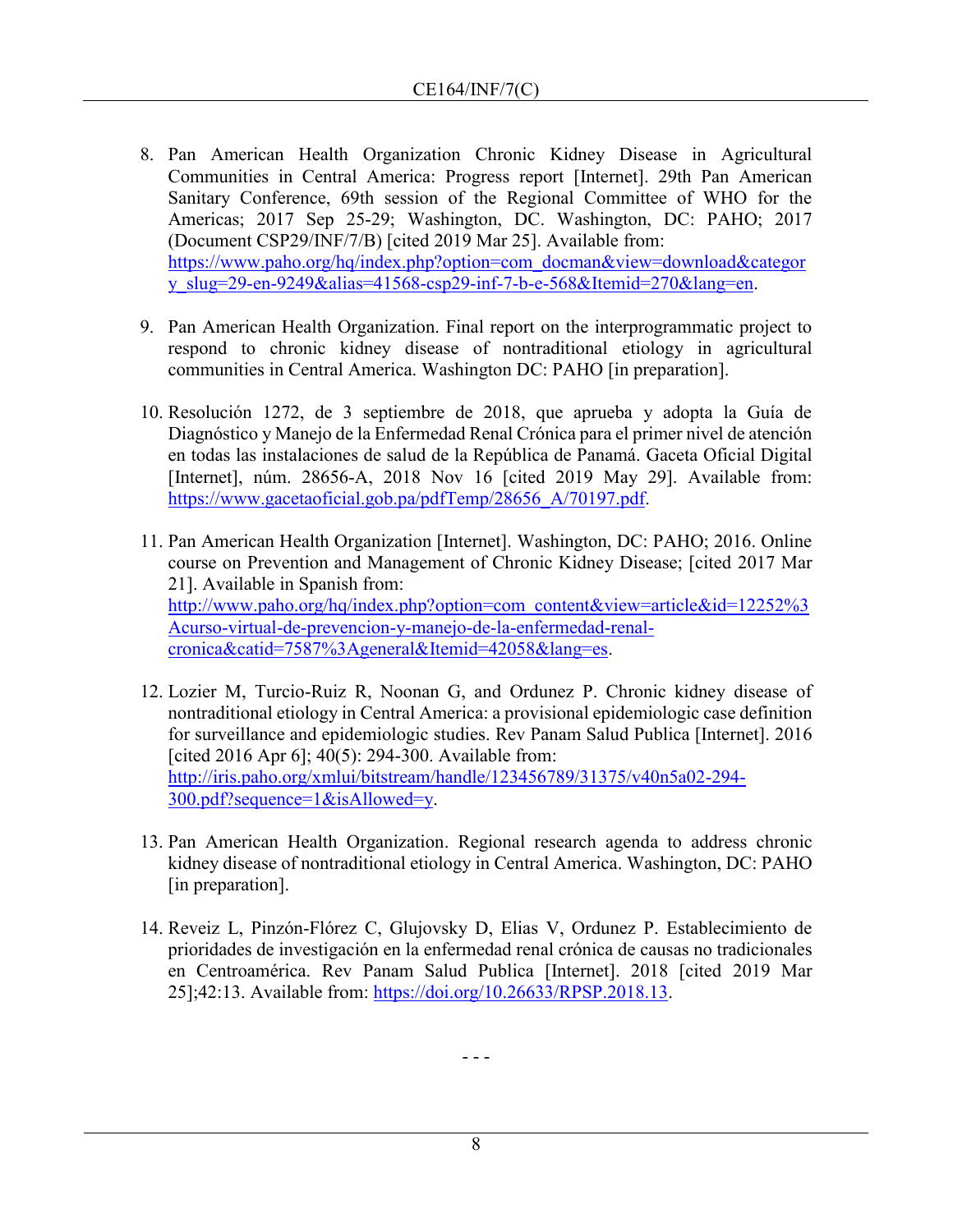8. Pan American Health Organization Chronic Kidney Disease in Agricultural Communities in Central America: Progress report [Internet]. 29th Pan American Sanitary Conference, 69th session of the Regional Committee of WHO for the Americas; 2017 Sep 25-29; Washington, DC. Washington, DC: PAHO; 2017 (Document CSP29/INF/7/B) [cited 2019 Mar 25]. Available from: https://www.paho.org/hq/index.php?option=com_docman&view=download&category_slug=29-en-9249&alias=41568-csp29-inf-7-b-e-568&Itemid=270&lang=en.

9. Pan American Health Organization. Final report on the interprogrammatic project to respond to chronic kidney disease of nontraditional etiology in agricultural communities in Central America. Washington DC: PAHO [in preparation].

10. Resolución 1272, de 3 septiembre de 2018, que aprueba y adopta la Guía de Diagnóstico y Manejo de la Enfermedad Renal Crónica para el primer nivel de atención en todas las instalaciones de salud de la República de Panamá. Gaceta Oficial Digital [Internet], núm. 28656-A, 2018 Nov 16 [cited 2019 May 29]. Available from: https://www.gacetaoficial.gob.pa/pdfTemp/28656_A/70197.pdf.

11. Pan American Health Organization [Internet]. Washington, DC: PAHO; 2016. Online course on Prevention and Management of Chronic Kidney Disease; [cited 2017 Mar 21]. Available in Spanish from: http://www.paho.org/hq/index.php?option=com_content&view=article&id=12252%3Acurso-virtual-de-prevencion-y-manejo-de-la-enfermedad-renal-cronica&catid=7587%3Ageneral&Itemid=42058&lang=es.

12. Lozier M, Turcio-Ruiz R, Noonan G, and Ordunez P. Chronic kidney disease of nontraditional etiology in Central America: a provisional epidemiologic case definition for surveillance and epidemiologic studies. Rev Panam Salud Publica [Internet]. 2016 [cited 2016 Apr 6]; 40(5): 294-300. Available from: http://iris.paho.org/xmlui/bitstream/handle/123456789/31375/v40n5a02-294-300.pdf?sequence=1&isAllowed=y.

13. Pan American Health Organization. Regional research agenda to address chronic kidney disease of nontraditional etiology in Central America. Washington, DC: PAHO [in preparation].

14. Reveiz L, Pinzón-Flórez C, Glujovsky D, Elias V, Ordunez P. Establecimiento de prioridades de investigación en la enfermedad renal crónica de causas no tradicionales en Centroamérica. Rev Panam Salud Publica [Internet]. 2018 [cited 2019 Mar 25];42:13. Available from: https://doi.org/10.26633/RPSP.2018.13.

- - -